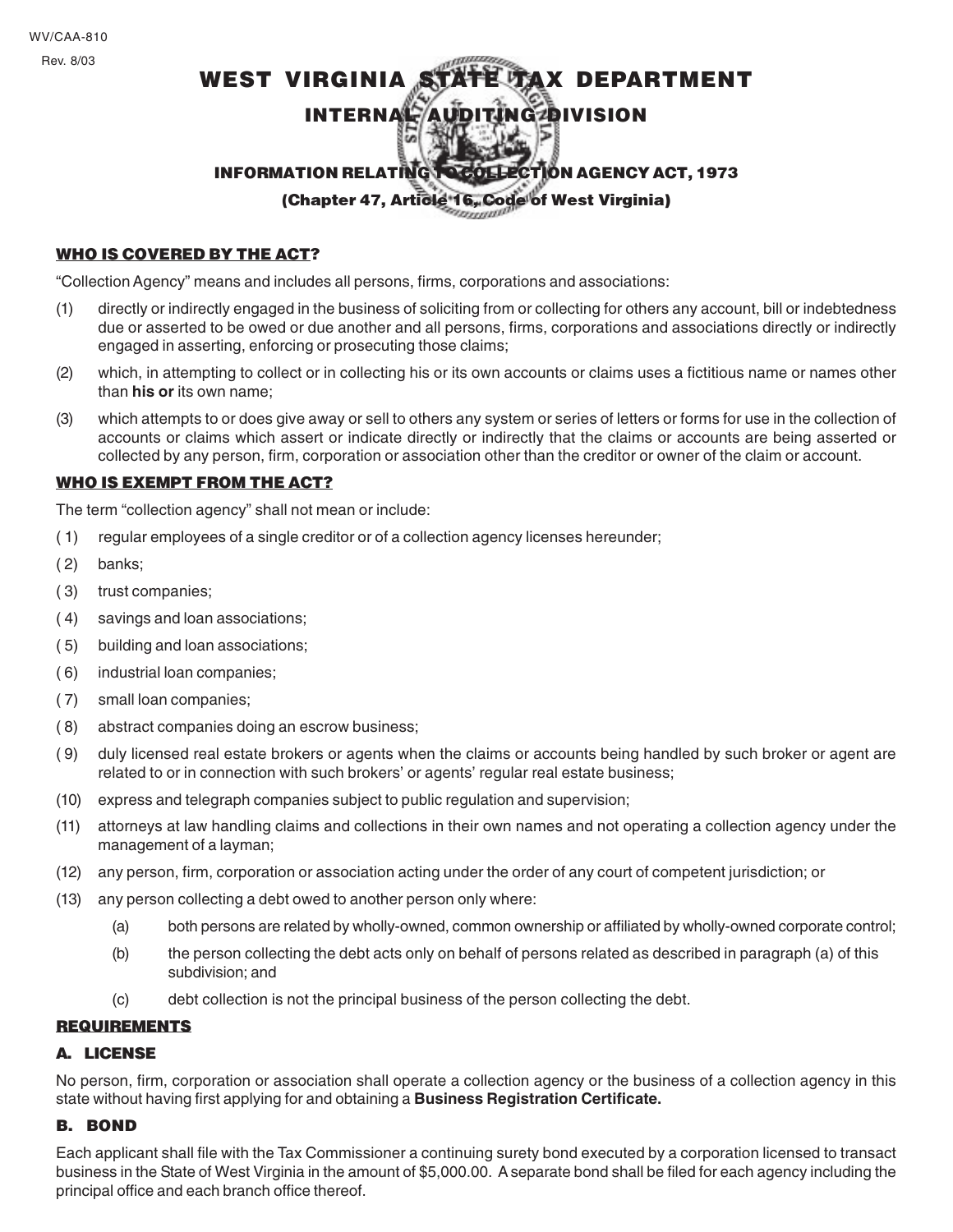WV/CAA-810

Rev. 8/03

# WEST VIRGINIA STATE TAX DEPARTMENT

## INTERNAL AUDITING DIVISION

### INFORMATION RELATING TO COLLECTION AGENCY ACT, 1973

### (Chapter 47, Article 16, Code of West Virginia)

## WHO IS COVERED BY THE ACT?

"Collection Agency" means and includes all persons, firms, corporations and associations:

(1) directly or indirectly engaged in the business of soliciting from or collecting for others any account, bill or indebtedness due or asserted to be owed or due another and all persons, firms, corporations and associations directly or indirectly engaged in asserting, enforcing or prosecuting those claims;

(2) which, in attempting to collect or in collecting his or its own accounts or claims uses a fictitious name or names other than **his or** its own name;

(3) which attempts to or does give away or sell to others any system or series of letters or forms for use in the collection of accounts or claims which assert or indicate directly or indirectly that the claims or accounts are being asserted or collected by any person, firm, corporation or association other than the creditor or owner of the claim or account.

## WHO IS EXEMPT FROM THE ACT?

The term "collection agency" shall not mean or include:

( 1) regular employees of a single creditor or of a collection agency licenses hereunder;

( 2) banks;

( 3) trust companies;

( 4) savings and loan associations;

( 5) building and loan associations;

( 6) industrial loan companies;

( 7) small loan companies;

( 8) abstract companies doing an escrow business;

( 9) duly licensed real estate brokers or agents when the claims or accounts being handled by such broker or agent are related to or in connection with such brokers' or agents' regular real estate business;

(10) express and telegraph companies subject to public regulation and supervision;

(11) attorneys at law handling claims and collections in their own names and not operating a collection agency under the management of a layman;

(12) any person, firm, corporation or association acting under the order of any court of competent jurisdiction; or

(13) any person collecting a debt owed to another person only where:

   (a) both persons are related by wholly-owned, common ownership or affiliated by wholly-owned corporate control;

   (b) the person collecting the debt acts only on behalf of persons related as described in paragraph (a) of this subdivision; and

   (c) debt collection is not the principal business of the person collecting the debt.

## REQUIREMENTS

### A. LICENSE

No person, firm, corporation or association shall operate a collection agency or the business of a collection agency in this state without having first applying for and obtaining a **Business Registration Certificate.**

### B. BOND

Each applicant shall file with the Tax Commissioner a continuing surety bond executed by a corporation licensed to transact business in the State of West Virginia in the amount of $5,000.00. A separate bond shall be filed for each agency including the principal office and each branch office thereof.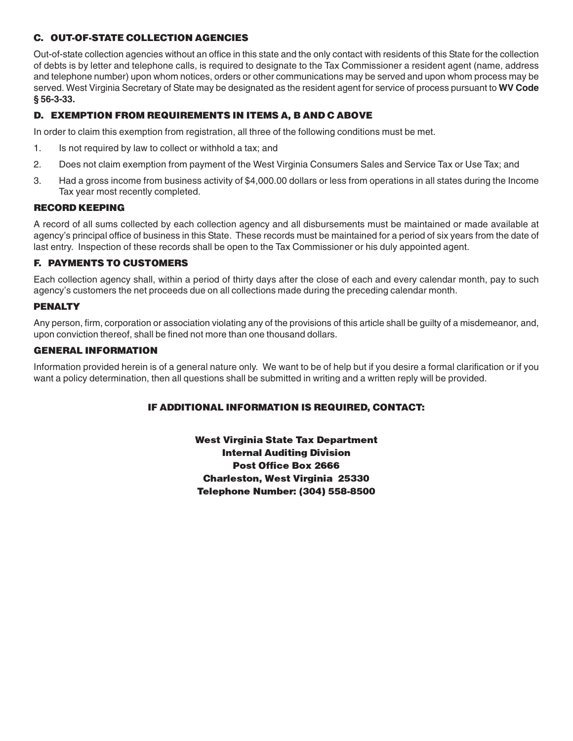### C. OUT-OF-STATE COLLECTION AGENCIES

Out-of-state collection agencies without an office in this state and the only contact with residents of this State for the collection of debts is by letter and telephone calls, is required to designate to the Tax Commissioner a resident agent (name, address and telephone number) upon whom notices, orders or other communications may be served and upon whom process may be served. West Virginia Secretary of State may be designated as the resident agent for service of process pursuant to **WV Code § 56-3-33.**

### D. EXEMPTION FROM REQUIREMENTS IN ITEMS A, B AND C ABOVE

In order to claim this exemption from registration, all three of the following conditions must be met.

1. Is not required by law to collect or withhold a tax; and
2. Does not claim exemption from payment of the West Virginia Consumers Sales and Service Tax or Use Tax; and
3. Had a gross income from business activity of $4,000.00 dollars or less from operations in all states during the Income Tax year most recently completed.

### RECORD KEEPING

A record of all sums collected by each collection agency and all disbursements must be maintained or made available at agency's principal office of business in this State. These records must be maintained for a period of six years from the date of last entry. Inspection of these records shall be open to the Tax Commissioner or his duly appointed agent.

### F. PAYMENTS TO CUSTOMERS

Each collection agency shall, within a period of thirty days after the close of each and every calendar month, pay to such agency's customers the net proceeds due on all collections made during the preceding calendar month.

### PENALTY

Any person, firm, corporation or association violating any of the provisions of this article shall be guilty of a misdemeanor, and, upon conviction thereof, shall be fined not more than one thousand dollars.

### GENERAL INFORMATION

Information provided herein is of a general nature only. We want to be of help but if you desire a formal clarification or if you want a policy determination, then all questions shall be submitted in writing and a written reply will be provided.

**IF ADDITIONAL INFORMATION IS REQUIRED, CONTACT:**

**West Virginia State Tax Department**
**Internal Auditing Division**
**Post Office Box 2666**
**Charleston, West Virginia 25330**
**Telephone Number: (304) 558-8500**